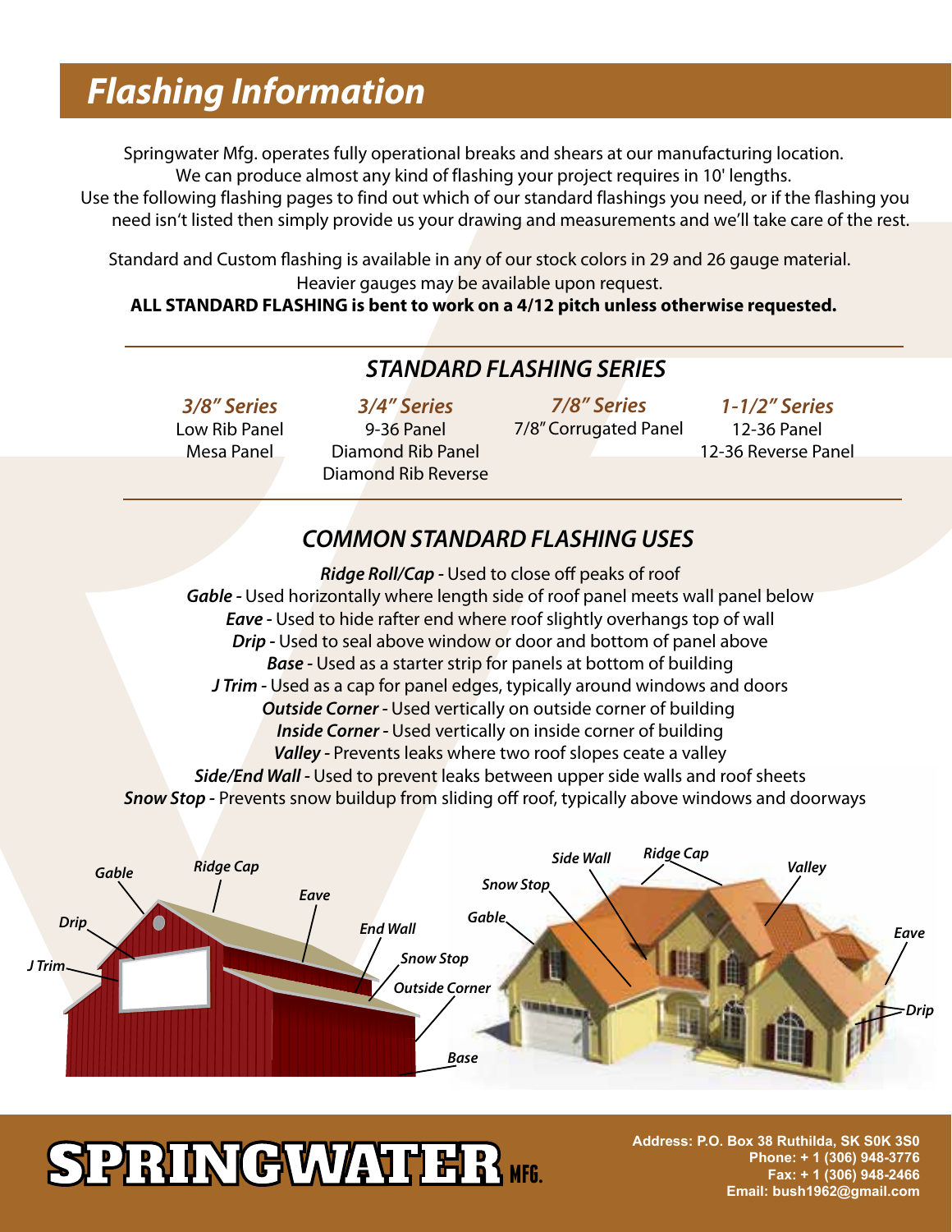# Flashing Information

Springwater Mfg. operates fully operational breaks and shears at our manufacturing location. We can produce almost any kind of flashing your project requires in 10' lengths. Use the following flashing pages to find out which of our standard flashings you need, or if the flashing you need isn't listed then simply provide us your drawing and measurements and we'll take care of the rest.

Standard and Custom flashing is available in any of our stock colors in 29 and 26 gauge material. Heavier gauges may be available upon request.

**ALL STANDARD FLASHING is bent to work on a 4/12 pitch unless otherwise requested.**

## *STANDARD FLASHING SERIES*

| *3/8" Series* | *3/4" Series* | *7/8" Series* | *1-1/2" Series* |
|---|---|---|---|
| Low Rib Panel | 9-36 Panel | 7/8" Corrugated Panel | 12-36 Panel |
| Mesa Panel | Diamond Rib Panel | | 12-36 Reverse Panel |
| | Diamond Rib Reverse | | |

## *COMMON STANDARD FLASHING USES*

***Ridge Roll/Cap*** - Used to close off peaks of roof
***Gable*** - Used horizontally where length side of roof panel meets wall panel below
***Eave*** - Used to hide rafter end where roof slightly overhangs top of wall
***Drip*** - Used to seal above window or door and bottom of panel above
***Base*** - Used as a starter strip for panels at bottom of building
***J Trim*** - Used as a cap for panel edges, typically around windows and doors
***Outside Corner*** - Used vertically on outside corner of building
***Inside Corner*** - Used vertically on inside corner of building
***Valley*** - Prevents leaks where two roof slopes ceate a valley
***Side/End Wall*** - Used to prevent leaks between upper side walls and roof sheets
***Snow Stop*** - Prevents snow buildup from sliding off roof, typically above windows and doorways

Address: P.O. Box 38 Ruthilda, SK S0K 3S0
Phone: + 1 (306) 948-3776
Fax: + 1 (306) 948-2466
Email: bush1962@gmail.com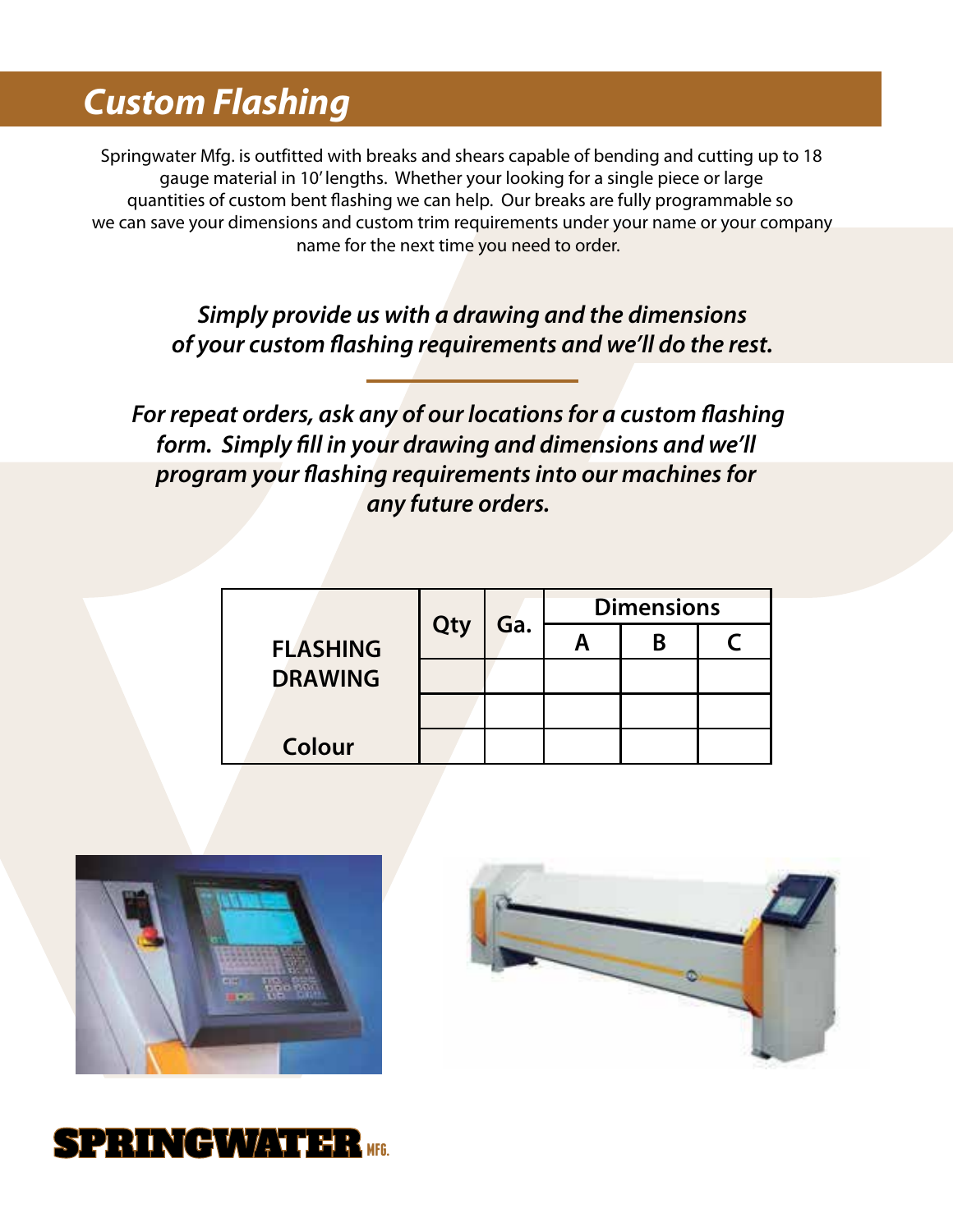# Custom Flashing

Springwater Mfg. is outfitted with breaks and shears capable of bending and cutting up to 18 gauge material in 10' lengths. Whether your looking for a single piece or large quantities of custom bent flashing we can help. Our breaks are fully programmable so we can save your dimensions and custom trim requirements under your name or your company name for the next time you need to order.

***Simply provide us with a drawing and the dimensions of your custom flashing requirements and we'll do the rest.***

***For repeat orders, ask any of our locations for a custom flashing form. Simply fill in your drawing and dimensions and we'll program your flashing requirements into our machines for any future orders.***

| FLASHING DRAWING | Qty | Ga. | Dimensions | | |
|---|---|---|---|---|---|
| | | | A | B | C |
| | | | | | |
| | | | | | |
| Colour | | | | | |

**SPRINGWATER** MFG.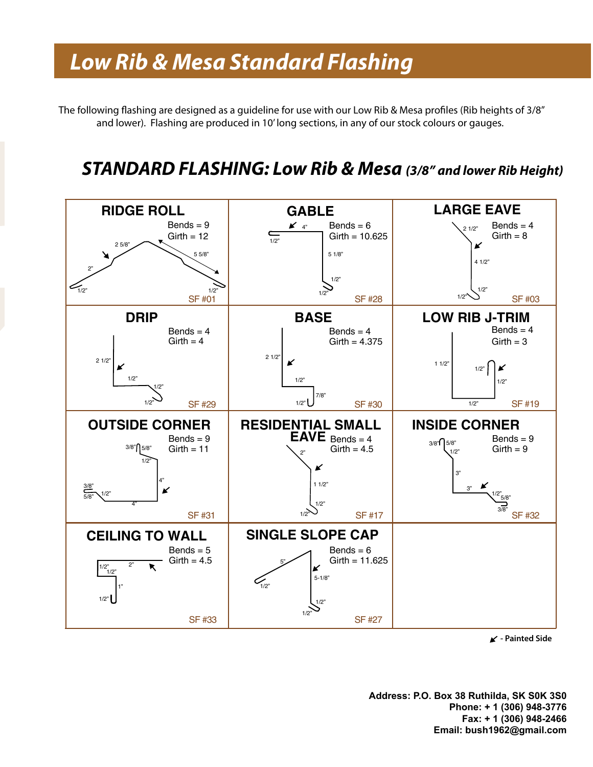# Low Rib & Mesa Standard Flashing

The following flashing are designed as a guideline for use with our Low Rib & Mesa profiles (Rib heights of 3/8" and lower). Flashing are produced in 10' long sections, in any of our stock colours or gauges.

## *STANDARD FLASHING: Low Rib & Mesa (3/8" and lower Rib Height)*

| Flashing | Bends | Girth | Dimensions | Part # |
|---|---|---|---|---|
| RIDGE ROLL | 9 | 12 | 1/2", 2", 2 5/8", 5 5/8", 1/2" | SF #01 |
| GABLE | 6 | 10.625 | 1/2", 4", 5 1/8", 1/2", 1/2" | SF #28 |
| LARGE EAVE | 4 | 8 | 2 1/2", 4 1/2", 1/2", 1/2" | SF #03 |
| DRIP | 4 | 4 | 2 1/2", 1/2", 1/2", 1/2" | SF #29 |
| BASE | 4 | 4.375 | 2 1/2", 1/2", 7/8", 1/2" | SF #30 |
| LOW RIB J-TRIM | 4 | 3 | 1 1/2", 1/2", 1/2", 1/2" | SF #19 |
| OUTSIDE CORNER | 9 | 11 | 3/8", 5/8", 1/2", 4", 4", 1/2", 3/8", 5/8" | SF #31 |
| RESIDENTIAL SMALL EAVE | 4 | 4.5 | 2", 1 1/2", 1/2", 1/2" | SF #17 |
| INSIDE CORNER | 9 | 9 | 3/8", 5/8", 1/2", 3", 3", 1/2", 5/8", 3/8" | SF #32 |
| CEILING TO WALL | 5 | 4.5 | 1/2", 1/2", 2", 1", 1/2" | SF #33 |
| SINGLE SLOPE CAP | 6 | 11.625 | 1/2", 5", 5-1/8", 1/2", 1/2" | SF #27 |

↙ - Painted Side

**Address: P.O. Box 38 Ruthilda, SK S0K 3S0**
**Phone: + 1 (306) 948-3776**
**Fax: + 1 (306) 948-2466**
**Email: bush1962@gmail.com**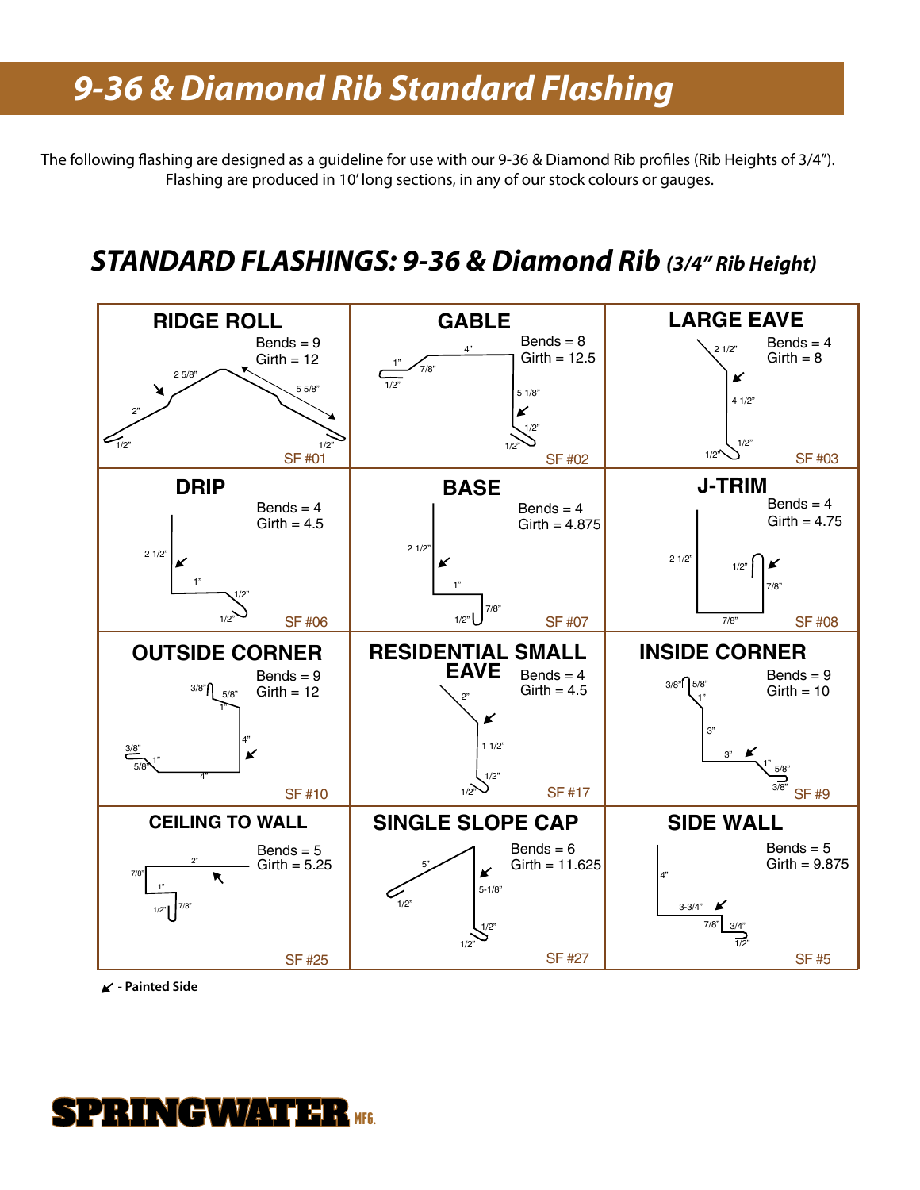# 9-36 & Diamond Rib Standard Flashing

The following flashing are designed as a guideline for use with our 9-36 & Diamond Rib profiles (Rib Heights of 3/4"). Flashing are produced in 10' long sections, in any of our stock colours or gauges.

## STANDARD FLASHINGS: 9-36 & Diamond Rib *(3/4" Rib Height)*

### RIDGE ROLL
Bends = 9
Girth = 12

1/2" · 2" · 2 5/8" · 5 5/8" · 1/2"

SF #01

### GABLE
Bends = 8
Girth = 12.5

1/2" · 1" · 7/8" · 4" · 5 1/8" · 1/2" · 1/2"

SF #02

### LARGE EAVE
Bends = 4
Girth = 8

2 1/2" · 4 1/2" · 1/2" · 1/2"

SF #03

### DRIP
Bends = 4
Girth = 4.5

2 1/2" · 1" · 1/2" · 1/2"

SF #06

### BASE
Bends = 4
Girth = 4.875

2 1/2" · 1" · 7/8" · 1/2"

SF #07

### J-TRIM
Bends = 4
Girth = 4.75

2 1/2" · 7/8" · 7/8" · 1/2"

SF #08

### OUTSIDE CORNER
Bends = 9
Girth = 12

3/8" · 5/8" · 1" · 4" · 4" · 1" · 5/8" · 3/8"

SF #10

### RESIDENTIAL SMALL EAVE
Bends = 4
Girth = 4.5

2" · 1 1/2" · 1/2" · 1/2"

SF #17

### INSIDE CORNER
Bends = 9
Girth = 10

3/8" · 5/8" · 1" · 3" · 3" · 1" · 5/8" · 3/8"

SF #9

### CEILING TO WALL
Bends = 5
Girth = 5.25

2" · 7/8" · 1" · 7/8" · 1/2"

SF #25

### SINGLE SLOPE CAP
Bends = 6
Girth = 11.625

1/2" · 5" · 5-1/8" · 1/2" · 1/2"

SF #27

### SIDE WALL
Bends = 5
Girth = 9.875

4" · 3-3/4" · 7/8" · 3/4" · 1/2"

SF #5

↙ - **Painted Side**

**SPRINGWATER** MFG.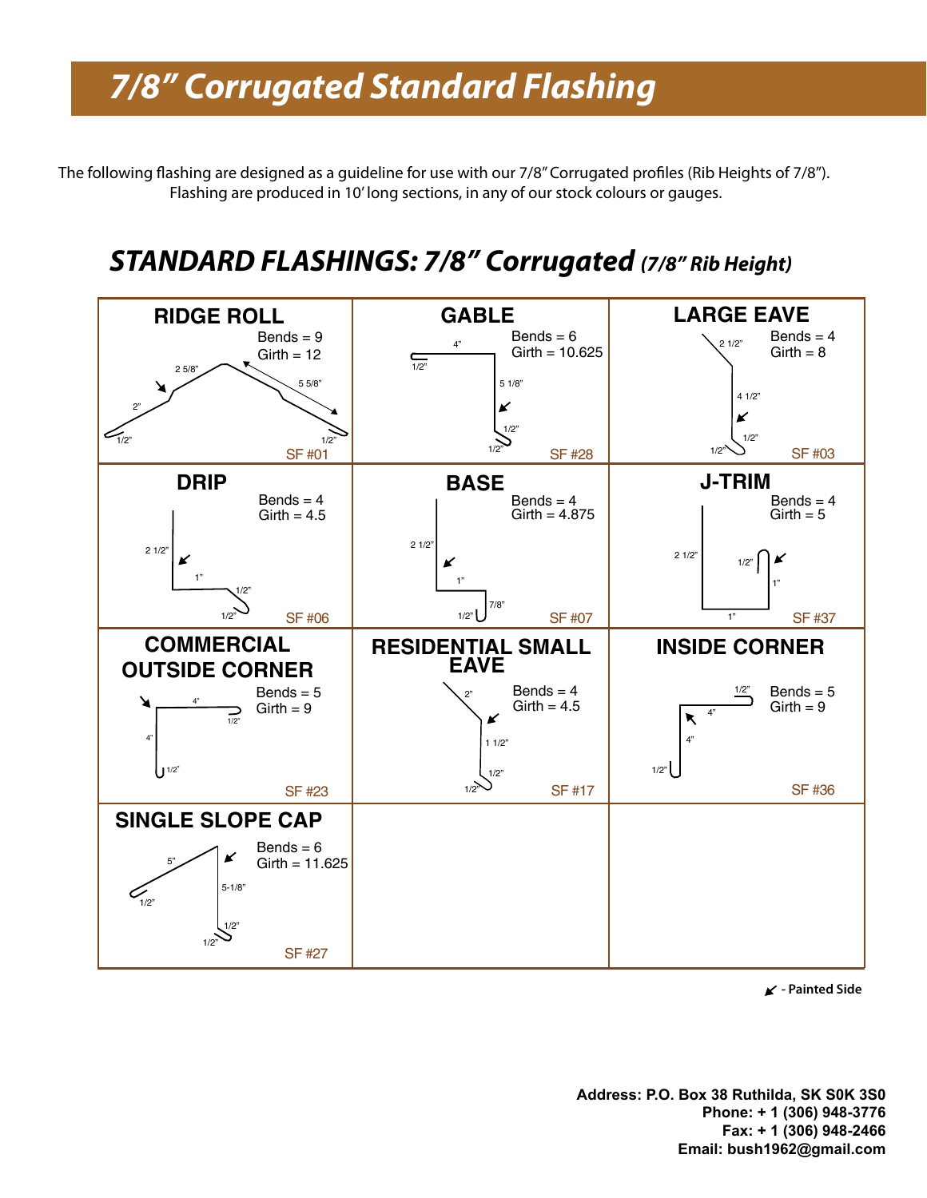# *7/8" Corrugated Standard Flashing*

The following flashing are designed as a guideline for use with our 7/8" Corrugated profiles (Rib Heights of 7/8").
Flashing are produced in 10' long sections, in any of our stock colours or gauges.

## *STANDARD FLASHINGS: 7/8" Corrugated (7/8" Rib Height)*

| | | |
|---|---|---|
| **RIDGE ROLL**<br>Bends = 9<br>Girth = 12<br>1/2", 2", 2 5/8", 5 5/8", 1/2"<br>SF #01 | **GABLE**<br>Bends = 6<br>Girth = 10.625<br>1/2", 4", 5 1/8", 1/2", 1/2"<br>SF #28 | **LARGE EAVE**<br>Bends = 4<br>Girth = 8<br>2 1/2", 4 1/2", 1/2", 1/2"<br>SF #03 |
| **DRIP**<br>Bends = 4<br>Girth = 4.5<br>2 1/2", 1", 1/2", 1/2"<br>SF #06 | **BASE**<br>Bends = 4<br>Girth = 4.875<br>2 1/2", 1", 7/8", 1/2"<br>SF #07 | **J-TRIM**<br>Bends = 4<br>Girth = 5<br>2 1/2", 1", 1", 1/2"<br>SF #37 |
| **COMMERCIAL OUTSIDE CORNER**<br>Bends = 5<br>Girth = 9<br>4", 1/2", 4", 1/2"<br>SF #23 | **RESIDENTIAL SMALL EAVE**<br>Bends = 4<br>Girth = 4.5<br>2", 1 1/2", 1/2", 1/2"<br>SF #17 | **INSIDE CORNER**<br>Bends = 5<br>Girth = 9<br>1/2", 4", 4", 1/2"<br>SF #36 |
| **SINGLE SLOPE CAP**<br>Bends = 6<br>Girth = 11.625<br>5", 1/2", 5-1/8", 1/2", 1/2"<br>SF #27 | | |

↙ - Painted Side

**Address: P.O. Box 38 Ruthilda, SK S0K 3S0**
**Phone: + 1 (306) 948-3776**
**Fax: + 1 (306) 948-2466**
**Email: bush1962@gmail.com**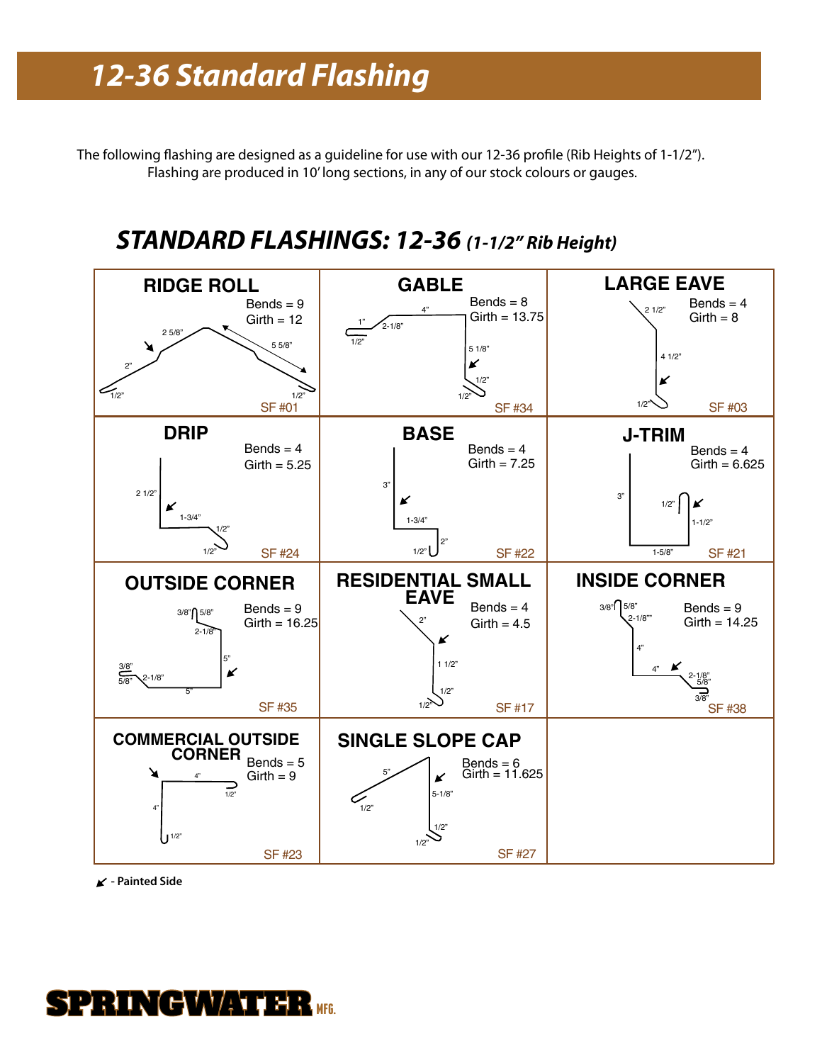# 12-36 Standard Flashing

The following flashing are designed as a guideline for use with our 12-36 profile (Rib Heights of 1-1/2").
Flashing are produced in 10' long sections, in any of our stock colours or gauges.

## *STANDARD FLASHINGS: 12-36* *(1-1/2" Rib Height)*

| Flashing | Bends | Girth | Code |
|---|---|---|---|
| RIDGE ROLL | 9 | 12 | SF #01 |
| GABLE | 8 | 13.75 | SF #34 |
| LARGE EAVE | 4 | 8 | SF #03 |
| DRIP | 4 | 5.25 | SF #24 |
| BASE | 4 | 7.25 | SF #22 |
| J-TRIM | 4 | 6.625 | SF #21 |
| OUTSIDE CORNER | 9 | 16.25 | SF #35 |
| RESIDENTIAL SMALL EAVE | 4 | 4.5 | SF #17 |
| INSIDE CORNER | 9 | 14.25 | SF #38 |
| COMMERCIAL OUTSIDE CORNER | 5 | 9 | SF #23 |
| SINGLE SLOPE CAP | 6 | 11.625 | SF #27 |

**RIDGE ROLL** — Bends = 9, Girth = 12 — Dimensions: 1/2", 2", 2 5/8", 5 5/8", 1/2" — SF #01

**GABLE** — Bends = 8, Girth = 13.75 — Dimensions: 1/2", 1", 2-1/8", 4", 5 1/8", 1/2", 1/2" — SF #34

**LARGE EAVE** — Bends = 4, Girth = 8 — Dimensions: 2 1/2", 4 1/2", 1/2" — SF #03

**DRIP** — Bends = 4, Girth = 5.25 — Dimensions: 2 1/2", 1-3/4", 1/2", 1/2" — SF #24

**BASE** — Bends = 4, Girth = 7.25 — Dimensions: 3", 1-3/4", 2", 1/2" — SF #22

**J-TRIM** — Bends = 4, Girth = 6.625 — Dimensions: 3", 1-5/8", 1-1/2", 1/2" — SF #21

**OUTSIDE CORNER** — Bends = 9, Girth = 16.25 — Dimensions: 3/8", 5/8", 2-1/8", 5", 5", 2-1/8", 5/8", 3/8" — SF #35

**RESIDENTIAL SMALL EAVE** — Bends = 4, Girth = 4.5 — Dimensions: 2", 1 1/2", 1/2", 1/2" — SF #17

**INSIDE CORNER** — Bends = 9, Girth = 14.25 — Dimensions: 3/8", 5/8", 2-1/8", 4", 4", 2-1/8", 5/8", 3/8" — SF #38

**COMMERCIAL OUTSIDE CORNER** — Bends = 5, Girth = 9 — Dimensions: 4", 1/2", 4", 1/2" — SF #23

**SINGLE SLOPE CAP** — Bends = 6, Girth = 11.625 — Dimensions: 1/2", 5", 5-1/8", 1/2", 1/2" — SF #27

↙ - Painted Side

**SPRINGWATER** MFG.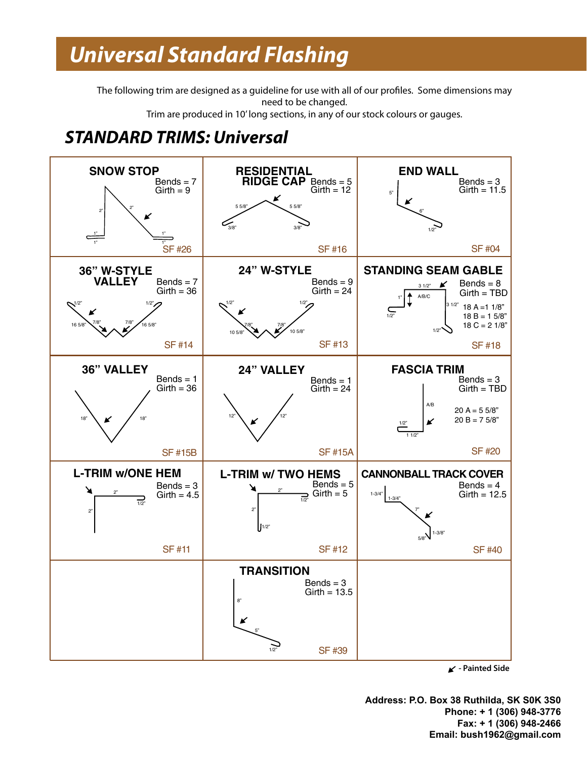# Universal Standard Flashing

The following trim are designed as a guideline for use with all of our profiles. Some dimensions may need to be changed.
Trim are produced in 10' long sections, in any of our stock colours or gauges.

## STANDARD TRIMS: Universal

**SNOW STOP**
Bends = 7
Girth = 9
2" 2" 1" 1" 1" 1"
SF #26

**RESIDENTIAL RIDGE CAP**
Bends = 5
Girth = 12
5 5/8" 5 5/8" 3/8" 3/8"
SF #16

**END WALL**
Bends = 3
Girth = 11.5
5" 6" 1/2"
SF #04

**36" W-STYLE VALLEY**
Bends = 7
Girth = 36
1/2" 1/2" 16 5/8" 7/8" 7/8" 16 5/8"
SF #14

**24" W-STYLE**
Bends = 9
Girth = 24
1/2" 1/2" 7/8" 7/8" 10 5/8" 10 5/8"
SF #13

**STANDING SEAM GABLE**
Bends = 8
Girth = TBD
3 1/2" 1" A/B/C 3 1/2" 1/2" 1/2"
18 A = 1 1/8"
18 B = 1 5/8"
18 C = 2 1/8"
SF #18

**36" VALLEY**
Bends = 1
Girth = 36
18" 18"
SF #15B

**24" VALLEY**
Bends = 1
Girth = 24
12" 12"
SF #15A

**FASCIA TRIM**
Bends = 3
Girth = TBD
A/B 1/2" 1 1/2"
20 A = 5 5/8"
20 B = 7 5/8"
SF #20

**L-TRIM w/ONE HEM**
Bends = 3
Girth = 4.5
2" 1/2" 2"
SF #11

**L-TRIM w/ TWO HEMS**
Bends = 5
Girth = 5
2" 1/2" 2" 1/2"
SF #12

**CANNONBALL TRACK COVER**
Bends = 4
Girth = 12.5
1-3/4" 1-3/4" 7" 1-3/8" 5/8"
SF #40

**TRANSITION**
Bends = 3
Girth = 13.5
8" 5" 1/2"
SF #39

↙ - Painted Side

**Address: P.O. Box 38 Ruthilda, SK S0K 3S0**
**Phone: + 1 (306) 948-3776**
**Fax: + 1 (306) 948-2466**
**Email: bush1962@gmail.com**